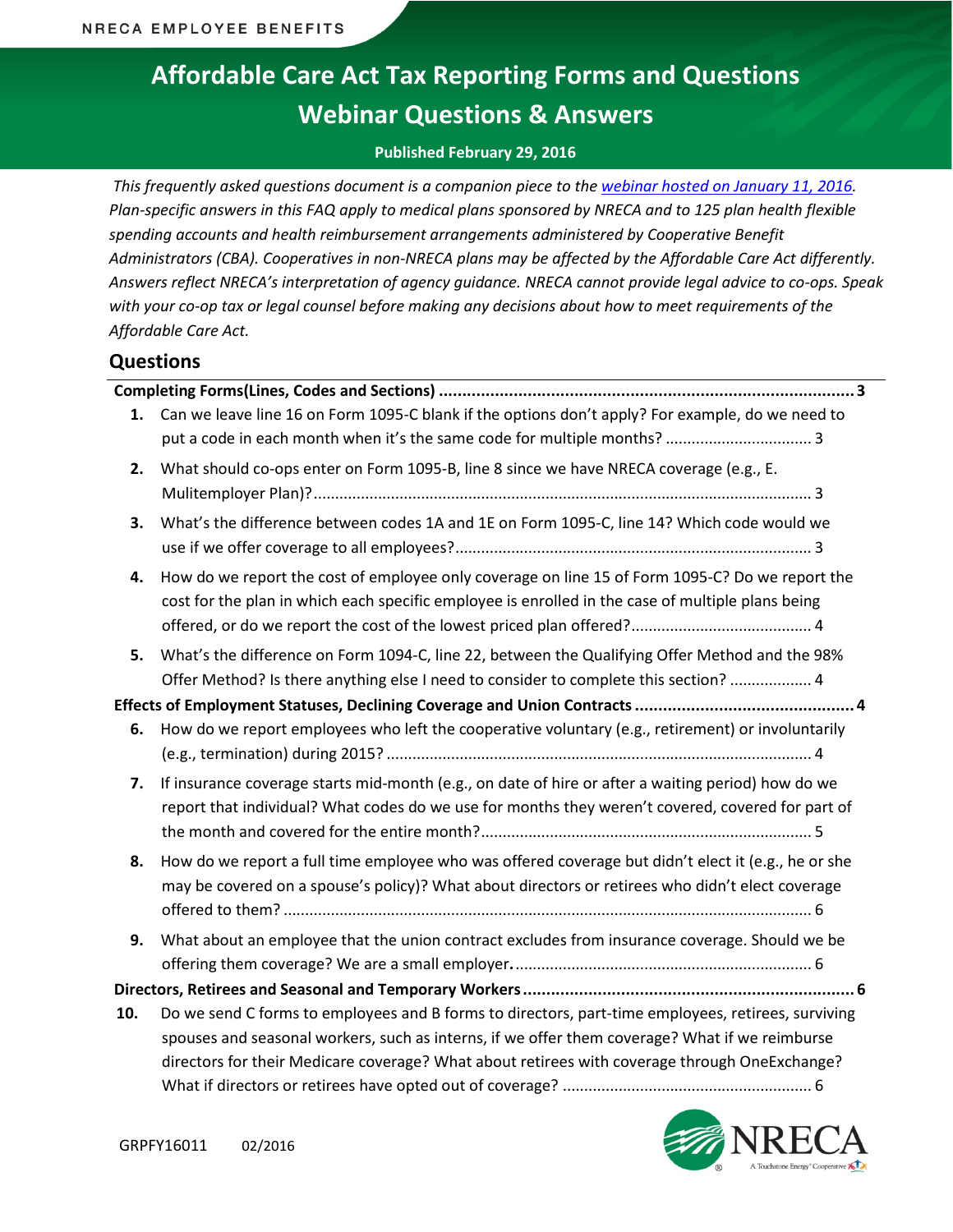NRECA EMPLOYEE BENEFITS

# Affordable Care Act Tax Reporting Forms and Questions Webinar Questions & Answers

**Published February 29, 2016**

*This frequently asked questions document is a companion piece to the [webinar hosted on January 11, 2016](). Plan-specific answers in this FAQ apply to medical plans sponsored by NRECA and to 125 plan health flexible spending accounts and health reimbursement arrangements administered by Cooperative Benefit Administrators (CBA). Cooperatives in non-NRECA plans may be affected by the Affordable Care Act differently. Answers reflect NRECA's interpretation of agency guidance. NRECA cannot provide legal advice to co-ops. Speak with your co-op tax or legal counsel before making any decisions about how to meet requirements of the Affordable Care Act.*

## Questions

**Completing Forms(Lines, Codes and Sections) .......... 3**

1. Can we leave line 16 on Form 1095-C blank if the options don't apply? For example, do we need to put a code in each month when it's the same code for multiple months? .......... 3
2. What should co-ops enter on Form 1095-B, line 8 since we have NRECA coverage (e.g., E. Mulitemployer Plan)? .......... 3
3. What's the difference between codes 1A and 1E on Form 1095-C, line 14? Which code would we use if we offer coverage to all employees? .......... 3
4. How do we report the cost of employee only coverage on line 15 of Form 1095-C? Do we report the cost for the plan in which each specific employee is enrolled in the case of multiple plans being offered, or do we report the cost of the lowest priced plan offered? .......... 4
5. What's the difference on Form 1094-C, line 22, between the Qualifying Offer Method and the 98% Offer Method? Is there anything else I need to consider to complete this section? .......... 4

**Effects of Employment Statuses, Declining Coverage and Union Contracts .......... 4**

6. How do we report employees who left the cooperative voluntary (e.g., retirement) or involuntarily (e.g., termination) during 2015? .......... 4
7. If insurance coverage starts mid-month (e.g., on date of hire or after a waiting period) how do we report that individual? What codes do we use for months they weren't covered, covered for part of the month and covered for the entire month? .......... 5
8. How do we report a full time employee who was offered coverage but didn't elect it (e.g., he or she may be covered on a spouse's policy)? What about directors or retirees who didn't elect coverage offered to them? .......... 6
9. What about an employee that the union contract excludes from insurance coverage. Should we be offering them coverage? We are a small employer. .......... 6

**Directors, Retirees and Seasonal and Temporary Workers .......... 6**

10. Do we send C forms to employees and B forms to directors, part-time employees, retirees, surviving spouses and seasonal workers, such as interns, if we offer them coverage? What if we reimburse directors for their Medicare coverage? What about retirees with coverage through OneExchange? What if directors or retirees have opted out of coverage? .......... 6

GRPFY16011 02/2016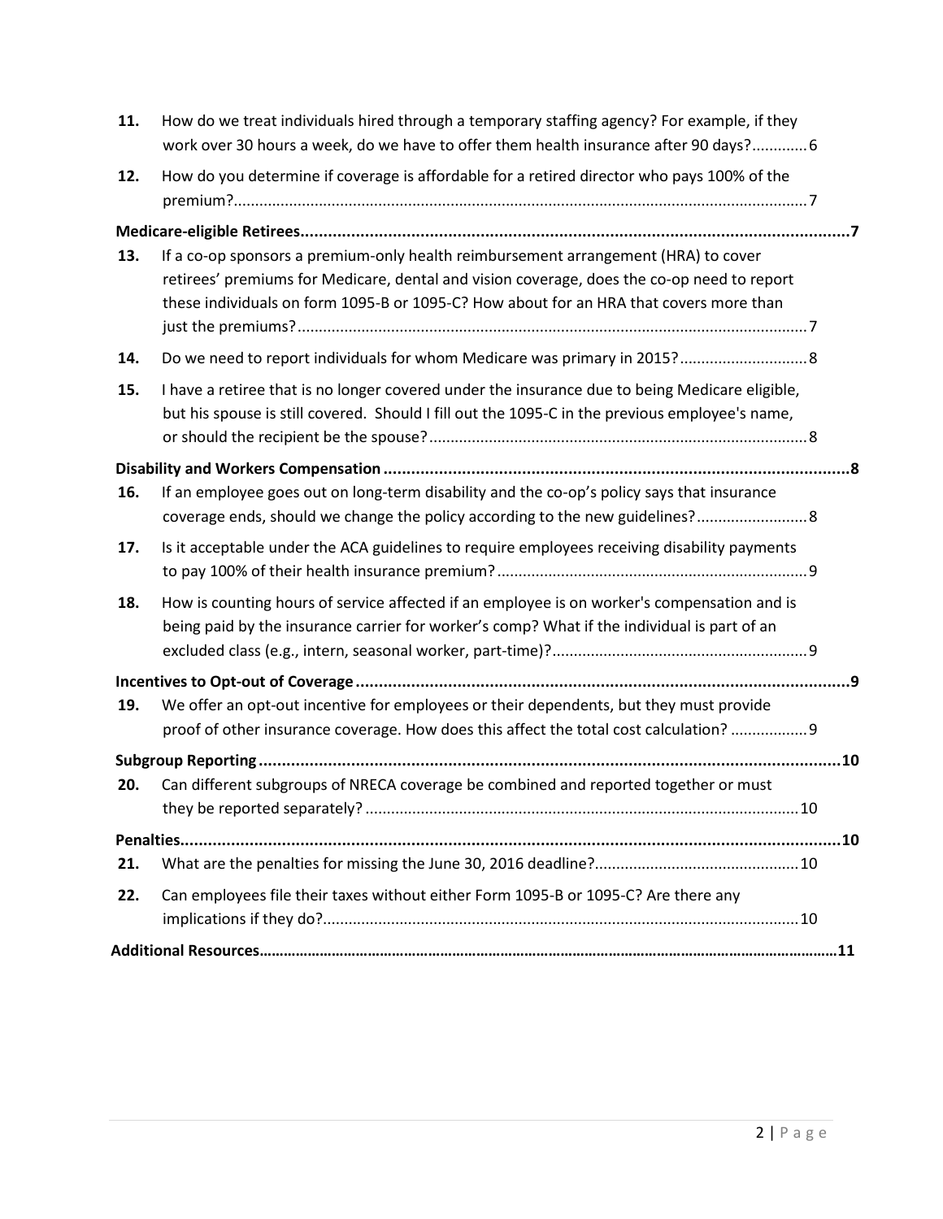11. How do we treat individuals hired through a temporary staffing agency? For example, if they work over 30 hours a week, do we have to offer them health insurance after 90 days? ............ 6

12. How do you determine if coverage is affordable for a retired director who pays 100% of the premium? ............ 7

**Medicare-eligible Retirees ............ 7**

13. If a co-op sponsors a premium-only health reimbursement arrangement (HRA) to cover retirees' premiums for Medicare, dental and vision coverage, does the co-op need to report these individuals on form 1095-B or 1095-C? How about for an HRA that covers more than just the premiums? ............ 7

14. Do we need to report individuals for whom Medicare was primary in 2015? ............ 8

15. I have a retiree that is no longer covered under the insurance due to being Medicare eligible, but his spouse is still covered. Should I fill out the 1095-C in the previous employee's name, or should the recipient be the spouse? ............ 8

**Disability and Workers Compensation ............ 8**

16. If an employee goes out on long-term disability and the co-op's policy says that insurance coverage ends, should we change the policy according to the new guidelines? ............ 8

17. Is it acceptable under the ACA guidelines to require employees receiving disability payments to pay 100% of their health insurance premium? ............ 9

18. How is counting hours of service affected if an employee is on worker's compensation and is being paid by the insurance carrier for worker's comp? What if the individual is part of an excluded class (e.g., intern, seasonal worker, part-time)? ............ 9

**Incentives to Opt-out of Coverage ............ 9**

19. We offer an opt-out incentive for employees or their dependents, but they must provide proof of other insurance coverage. How does this affect the total cost calculation? ............ 9

**Subgroup Reporting ............ 10**

20. Can different subgroups of NRECA coverage be combined and reported together or must they be reported separately? ............ 10

**Penalties ............ 10**

21. What are the penalties for missing the June 30, 2016 deadline? ............ 10

22. Can employees file their taxes without either Form 1095-B or 1095-C? Are there any implications if they do? ............ 10

**Additional Resources ............ 11**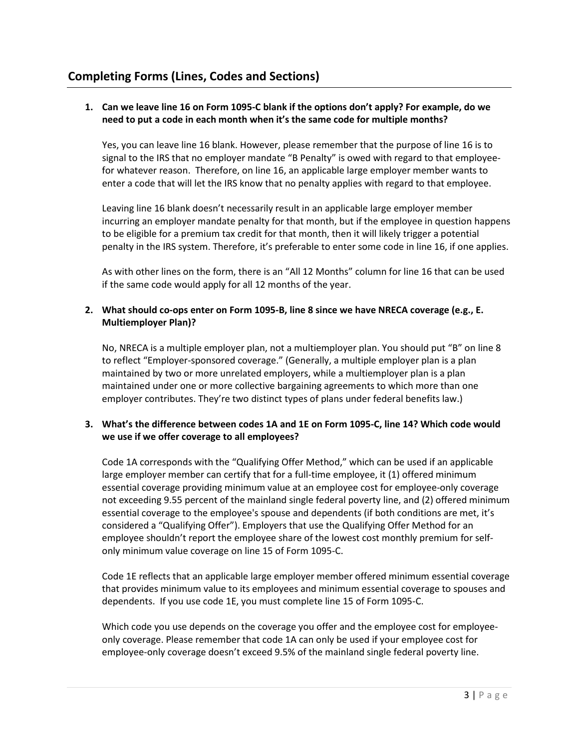## Completing Forms (Lines, Codes and Sections)

1. **Can we leave line 16 on Form 1095-C blank if the options don't apply? For example, do we need to put a code in each month when it's the same code for multiple months?**

   Yes, you can leave line 16 blank. However, please remember that the purpose of line 16 is to signal to the IRS that no employer mandate "B Penalty" is owed with regard to that employee-for whatever reason. Therefore, on line 16, an applicable large employer member wants to enter a code that will let the IRS know that no penalty applies with regard to that employee.

   Leaving line 16 blank doesn't necessarily result in an applicable large employer member incurring an employer mandate penalty for that month, but if the employee in question happens to be eligible for a premium tax credit for that month, then it will likely trigger a potential penalty in the IRS system. Therefore, it's preferable to enter some code in line 16, if one applies.

   As with other lines on the form, there is an "All 12 Months" column for line 16 that can be used if the same code would apply for all 12 months of the year.

2. **What should co-ops enter on Form 1095-B, line 8 since we have NRECA coverage (e.g., E. Multiemployer Plan)?**

   No, NRECA is a multiple employer plan, not a multiemployer plan. You should put "B" on line 8 to reflect "Employer-sponsored coverage." (Generally, a multiple employer plan is a plan maintained by two or more unrelated employers, while a multiemployer plan is a plan maintained under one or more collective bargaining agreements to which more than one employer contributes. They're two distinct types of plans under federal benefits law.)

3. **What's the difference between codes 1A and 1E on Form 1095-C, line 14? Which code would we use if we offer coverage to all employees?**

   Code 1A corresponds with the "Qualifying Offer Method," which can be used if an applicable large employer member can certify that for a full-time employee, it (1) offered minimum essential coverage providing minimum value at an employee cost for employee-only coverage not exceeding 9.55 percent of the mainland single federal poverty line, and (2) offered minimum essential coverage to the employee's spouse and dependents (if both conditions are met, it's considered a "Qualifying Offer"). Employers that use the Qualifying Offer Method for an employee shouldn't report the employee share of the lowest cost monthly premium for self-only minimum value coverage on line 15 of Form 1095-C.

   Code 1E reflects that an applicable large employer member offered minimum essential coverage that provides minimum value to its employees and minimum essential coverage to spouses and dependents. If you use code 1E, you must complete line 15 of Form 1095-C.

   Which code you use depends on the coverage you offer and the employee cost for employee-only coverage. Please remember that code 1A can only be used if your employee cost for employee-only coverage doesn't exceed 9.5% of the mainland single federal poverty line.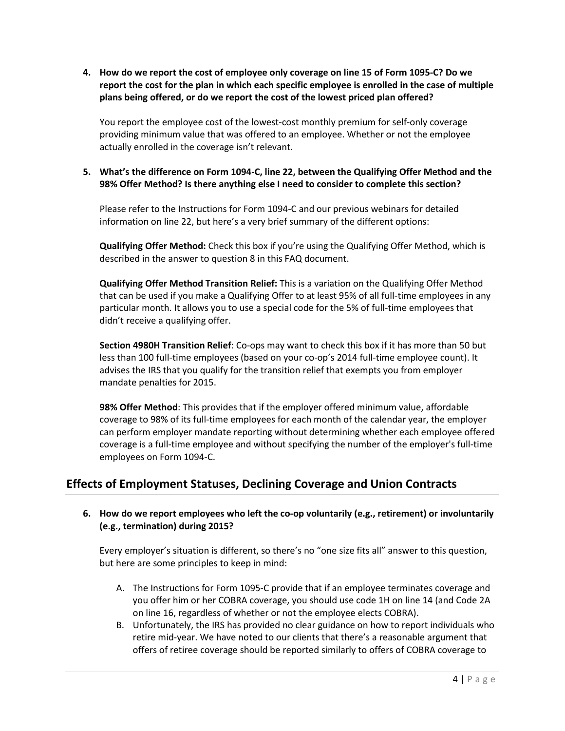**4. How do we report the cost of employee only coverage on line 15 of Form 1095-C? Do we report the cost for the plan in which each specific employee is enrolled in the case of multiple plans being offered, or do we report the cost of the lowest priced plan offered?**

You report the employee cost of the lowest-cost monthly premium for self-only coverage providing minimum value that was offered to an employee. Whether or not the employee actually enrolled in the coverage isn't relevant.

**5. What's the difference on Form 1094-C, line 22, between the Qualifying Offer Method and the 98% Offer Method? Is there anything else I need to consider to complete this section?**

Please refer to the Instructions for Form 1094-C and our previous webinars for detailed information on line 22, but here's a very brief summary of the different options:

**Qualifying Offer Method:** Check this box if you're using the Qualifying Offer Method, which is described in the answer to question 8 in this FAQ document.

**Qualifying Offer Method Transition Relief:** This is a variation on the Qualifying Offer Method that can be used if you make a Qualifying Offer to at least 95% of all full-time employees in any particular month. It allows you to use a special code for the 5% of full-time employees that didn't receive a qualifying offer.

**Section 4980H Transition Relief**: Co-ops may want to check this box if it has more than 50 but less than 100 full-time employees (based on your co-op's 2014 full-time employee count). It advises the IRS that you qualify for the transition relief that exempts you from employer mandate penalties for 2015.

**98% Offer Method**: This provides that if the employer offered minimum value, affordable coverage to 98% of its full-time employees for each month of the calendar year, the employer can perform employer mandate reporting without determining whether each employee offered coverage is a full-time employee and without specifying the number of the employer's full-time employees on Form 1094-C.

## Effects of Employment Statuses, Declining Coverage and Union Contracts

**6. How do we report employees who left the co-op voluntarily (e.g., retirement) or involuntarily (e.g., termination) during 2015?**

Every employer's situation is different, so there's no "one size fits all" answer to this question, but here are some principles to keep in mind:

A. The Instructions for Form 1095-C provide that if an employee terminates coverage and you offer him or her COBRA coverage, you should use code 1H on line 14 (and Code 2A on line 16, regardless of whether or not the employee elects COBRA).

B. Unfortunately, the IRS has provided no clear guidance on how to report individuals who retire mid-year. We have noted to our clients that there's a reasonable argument that offers of retiree coverage should be reported similarly to offers of COBRA coverage to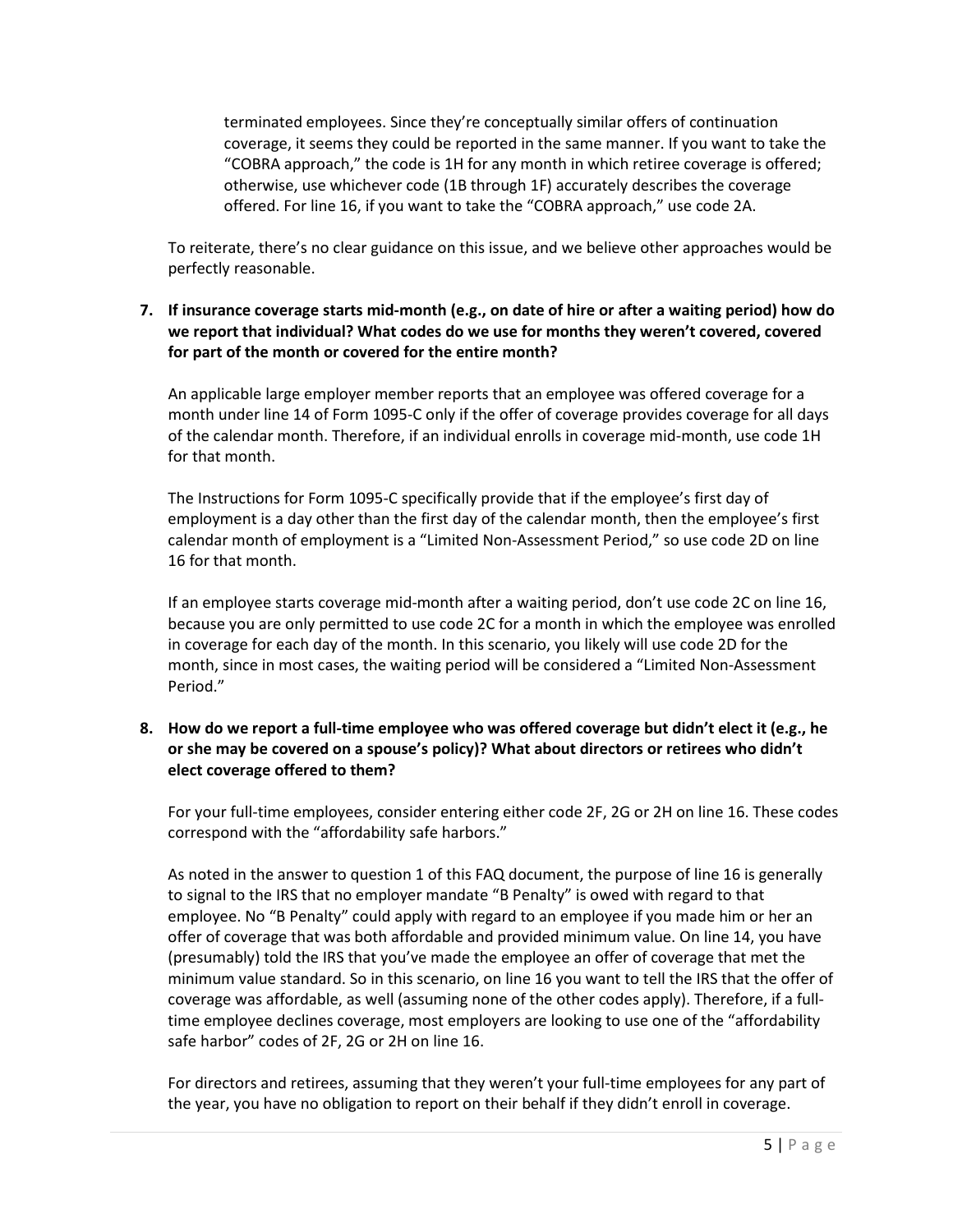terminated employees. Since they're conceptually similar offers of continuation coverage, it seems they could be reported in the same manner. If you want to take the "COBRA approach," the code is 1H for any month in which retiree coverage is offered; otherwise, use whichever code (1B through 1F) accurately describes the coverage offered. For line 16, if you want to take the "COBRA approach," use code 2A.

To reiterate, there's no clear guidance on this issue, and we believe other approaches would be perfectly reasonable.

**7. If insurance coverage starts mid-month (e.g., on date of hire or after a waiting period) how do we report that individual? What codes do we use for months they weren't covered, covered for part of the month or covered for the entire month?**

An applicable large employer member reports that an employee was offered coverage for a month under line 14 of Form 1095-C only if the offer of coverage provides coverage for all days of the calendar month. Therefore, if an individual enrolls in coverage mid-month, use code 1H for that month.

The Instructions for Form 1095-C specifically provide that if the employee's first day of employment is a day other than the first day of the calendar month, then the employee's first calendar month of employment is a "Limited Non-Assessment Period," so use code 2D on line 16 for that month.

If an employee starts coverage mid-month after a waiting period, don't use code 2C on line 16, because you are only permitted to use code 2C for a month in which the employee was enrolled in coverage for each day of the month. In this scenario, you likely will use code 2D for the month, since in most cases, the waiting period will be considered a "Limited Non-Assessment Period."

**8. How do we report a full-time employee who was offered coverage but didn't elect it (e.g., he or she may be covered on a spouse's policy)? What about directors or retirees who didn't elect coverage offered to them?**

For your full-time employees, consider entering either code 2F, 2G or 2H on line 16. These codes correspond with the "affordability safe harbors."

As noted in the answer to question 1 of this FAQ document, the purpose of line 16 is generally to signal to the IRS that no employer mandate "B Penalty" is owed with regard to that employee. No "B Penalty" could apply with regard to an employee if you made him or her an offer of coverage that was both affordable and provided minimum value. On line 14, you have (presumably) told the IRS that you've made the employee an offer of coverage that met the minimum value standard. So in this scenario, on line 16 you want to tell the IRS that the offer of coverage was affordable, as well (assuming none of the other codes apply). Therefore, if a full-time employee declines coverage, most employers are looking to use one of the "affordability safe harbor" codes of 2F, 2G or 2H on line 16.

For directors and retirees, assuming that they weren't your full-time employees for any part of the year, you have no obligation to report on their behalf if they didn't enroll in coverage.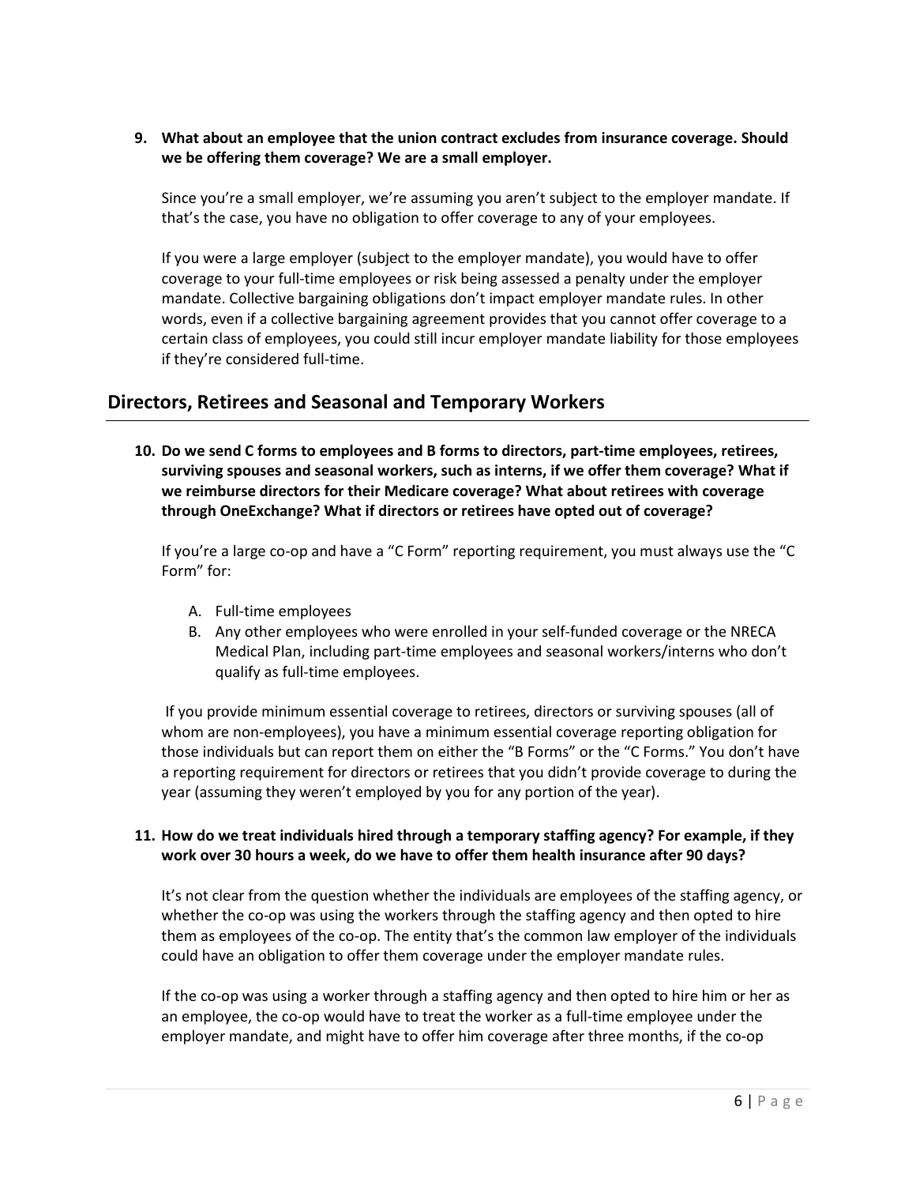**9. What about an employee that the union contract excludes from insurance coverage. Should we be offering them coverage? We are a small employer.**

Since you're a small employer, we're assuming you aren't subject to the employer mandate. If that's the case, you have no obligation to offer coverage to any of your employees.

If you were a large employer (subject to the employer mandate), you would have to offer coverage to your full-time employees or risk being assessed a penalty under the employer mandate. Collective bargaining obligations don't impact employer mandate rules. In other words, even if a collective bargaining agreement provides that you cannot offer coverage to a certain class of employees, you could still incur employer mandate liability for those employees if they're considered full-time.

## Directors, Retirees and Seasonal and Temporary Workers

**10. Do we send C forms to employees and B forms to directors, part-time employees, retirees, surviving spouses and seasonal workers, such as interns, if we offer them coverage? What if we reimburse directors for their Medicare coverage? What about retirees with coverage through OneExchange? What if directors or retirees have opted out of coverage?**

If you're a large co-op and have a "C Form" reporting requirement, you must always use the "C Form" for:

A. Full-time employees
B. Any other employees who were enrolled in your self-funded coverage or the NRECA Medical Plan, including part-time employees and seasonal workers/interns who don't qualify as full-time employees.

If you provide minimum essential coverage to retirees, directors or surviving spouses (all of whom are non-employees), you have a minimum essential coverage reporting obligation for those individuals but can report them on either the "B Forms" or the "C Forms." You don't have a reporting requirement for directors or retirees that you didn't provide coverage to during the year (assuming they weren't employed by you for any portion of the year).

**11. How do we treat individuals hired through a temporary staffing agency? For example, if they work over 30 hours a week, do we have to offer them health insurance after 90 days?**

It's not clear from the question whether the individuals are employees of the staffing agency, or whether the co-op was using the workers through the staffing agency and then opted to hire them as employees of the co-op. The entity that's the common law employer of the individuals could have an obligation to offer them coverage under the employer mandate rules.

If the co-op was using a worker through a staffing agency and then opted to hire him or her as an employee, the co-op would have to treat the worker as a full-time employee under the employer mandate, and might have to offer him coverage after three months, if the co-op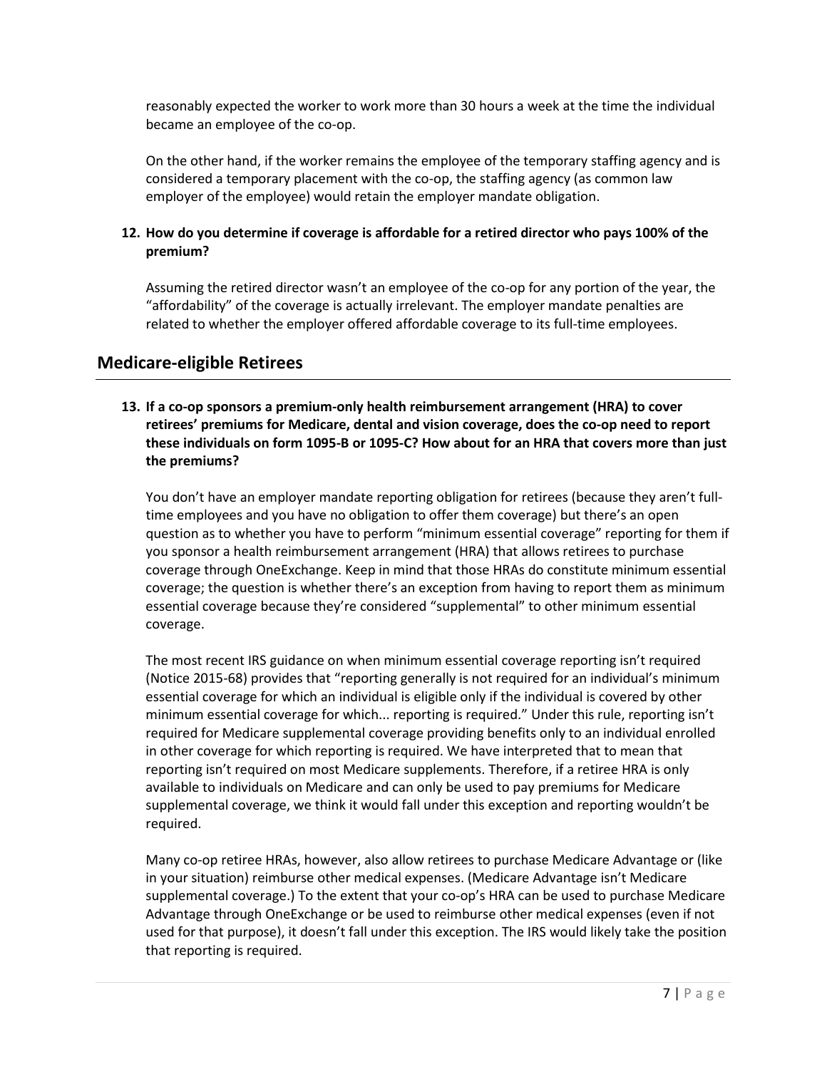reasonably expected the worker to work more than 30 hours a week at the time the individual became an employee of the co-op.

On the other hand, if the worker remains the employee of the temporary staffing agency and is considered a temporary placement with the co-op, the staffing agency (as common law employer of the employee) would retain the employer mandate obligation.

**12. How do you determine if coverage is affordable for a retired director who pays 100% of the premium?**

Assuming the retired director wasn't an employee of the co-op for any portion of the year, the "affordability" of the coverage is actually irrelevant. The employer mandate penalties are related to whether the employer offered affordable coverage to its full-time employees.

## Medicare-eligible Retirees

**13. If a co-op sponsors a premium-only health reimbursement arrangement (HRA) to cover retirees' premiums for Medicare, dental and vision coverage, does the co-op need to report these individuals on form 1095-B or 1095-C? How about for an HRA that covers more than just the premiums?**

You don't have an employer mandate reporting obligation for retirees (because they aren't full-time employees and you have no obligation to offer them coverage) but there's an open question as to whether you have to perform "minimum essential coverage" reporting for them if you sponsor a health reimbursement arrangement (HRA) that allows retirees to purchase coverage through OneExchange. Keep in mind that those HRAs do constitute minimum essential coverage; the question is whether there's an exception from having to report them as minimum essential coverage because they're considered "supplemental" to other minimum essential coverage.

The most recent IRS guidance on when minimum essential coverage reporting isn't required (Notice 2015-68) provides that "reporting generally is not required for an individual's minimum essential coverage for which an individual is eligible only if the individual is covered by other minimum essential coverage for which... reporting is required." Under this rule, reporting isn't required for Medicare supplemental coverage providing benefits only to an individual enrolled in other coverage for which reporting is required. We have interpreted that to mean that reporting isn't required on most Medicare supplements. Therefore, if a retiree HRA is only available to individuals on Medicare and can only be used to pay premiums for Medicare supplemental coverage, we think it would fall under this exception and reporting wouldn't be required.

Many co-op retiree HRAs, however, also allow retirees to purchase Medicare Advantage or (like in your situation) reimburse other medical expenses. (Medicare Advantage isn't Medicare supplemental coverage.) To the extent that your co-op's HRA can be used to purchase Medicare Advantage through OneExchange or be used to reimburse other medical expenses (even if not used for that purpose), it doesn't fall under this exception. The IRS would likely take the position that reporting is required.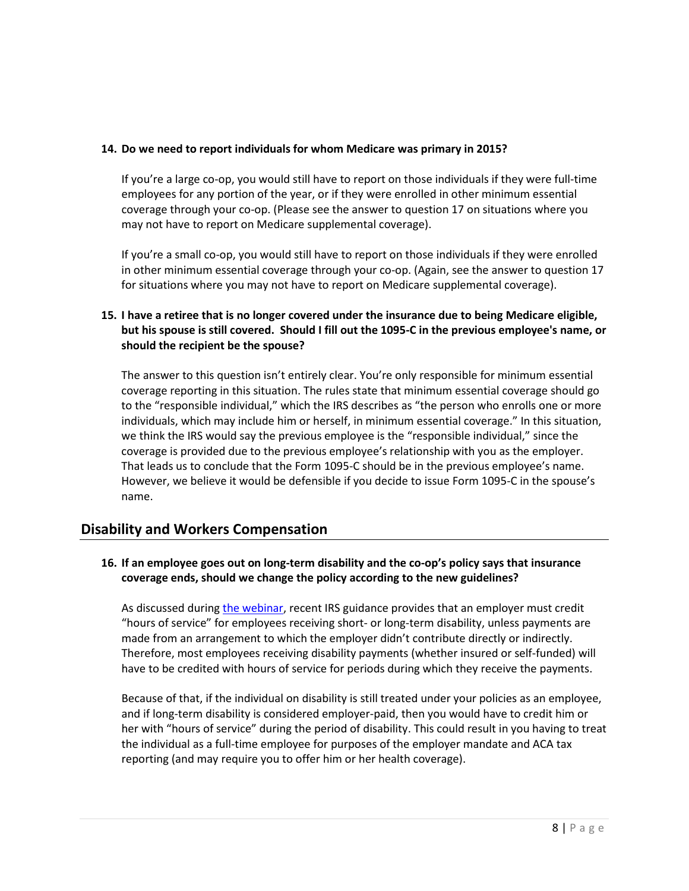**14. Do we need to report individuals for whom Medicare was primary in 2015?**

If you're a large co-op, you would still have to report on those individuals if they were full-time employees for any portion of the year, or if they were enrolled in other minimum essential coverage through your co-op. (Please see the answer to question 17 on situations where you may not have to report on Medicare supplemental coverage).

If you're a small co-op, you would still have to report on those individuals if they were enrolled in other minimum essential coverage through your co-op. (Again, see the answer to question 17 for situations where you may not have to report on Medicare supplemental coverage).

**15. I have a retiree that is no longer covered under the insurance due to being Medicare eligible, but his spouse is still covered. Should I fill out the 1095-C in the previous employee's name, or should the recipient be the spouse?**

The answer to this question isn't entirely clear. You're only responsible for minimum essential coverage reporting in this situation. The rules state that minimum essential coverage should go to the "responsible individual," which the IRS describes as "the person who enrolls one or more individuals, which may include him or herself, in minimum essential coverage." In this situation, we think the IRS would say the previous employee is the "responsible individual," since the coverage is provided due to the previous employee's relationship with you as the employer. That leads us to conclude that the Form 1095-C should be in the previous employee's name. However, we believe it would be defensible if you decide to issue Form 1095-C in the spouse's name.

## Disability and Workers Compensation

**16. If an employee goes out on long-term disability and the co-op's policy says that insurance coverage ends, should we change the policy according to the new guidelines?**

As discussed during [the webinar](), recent IRS guidance provides that an employer must credit "hours of service" for employees receiving short- or long-term disability, unless payments are made from an arrangement to which the employer didn't contribute directly or indirectly. Therefore, most employees receiving disability payments (whether insured or self-funded) will have to be credited with hours of service for periods during which they receive the payments.

Because of that, if the individual on disability is still treated under your policies as an employee, and if long-term disability is considered employer-paid, then you would have to credit him or her with "hours of service" during the period of disability. This could result in you having to treat the individual as a full-time employee for purposes of the employer mandate and ACA tax reporting (and may require you to offer him or her health coverage).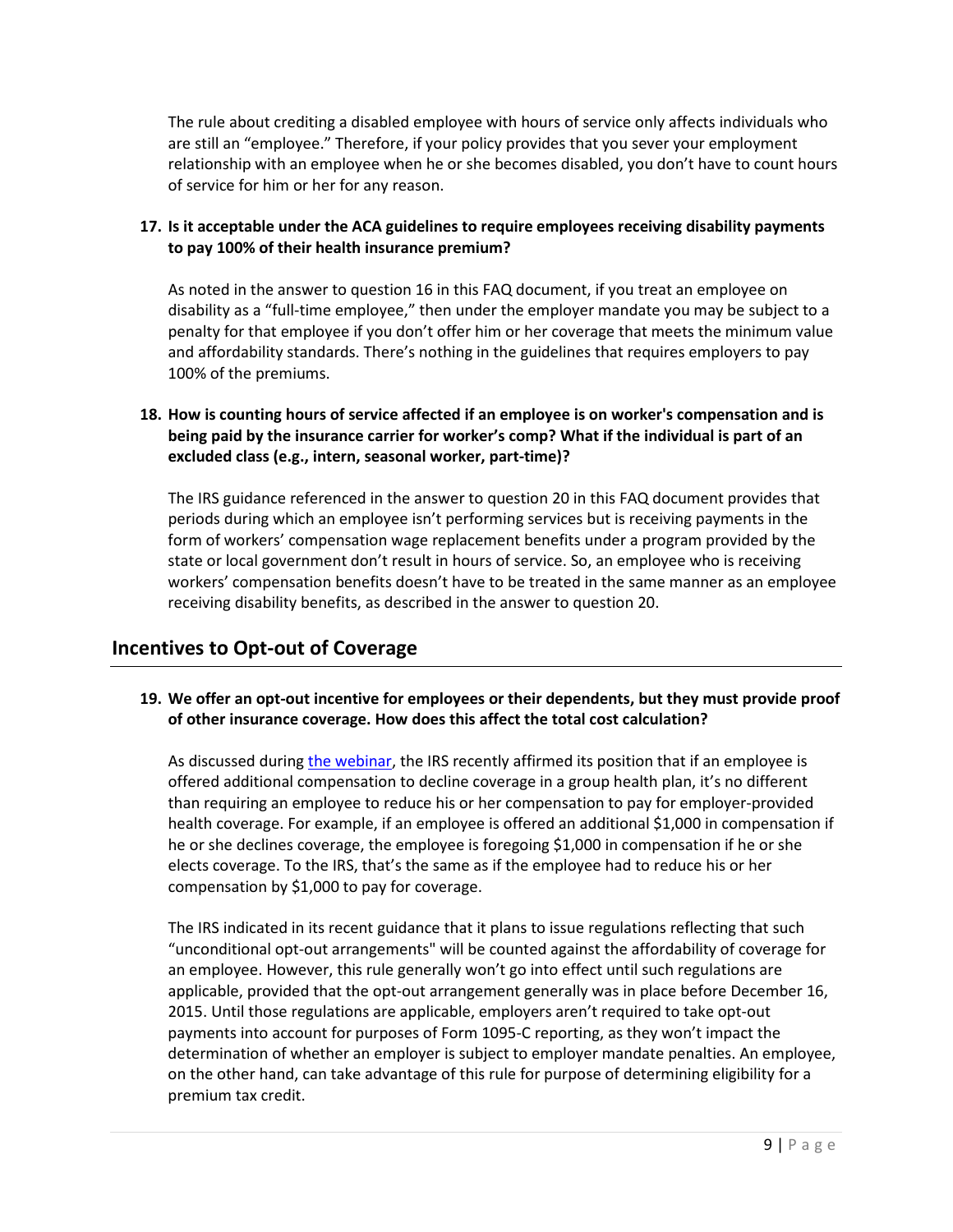The rule about crediting a disabled employee with hours of service only affects individuals who are still an "employee." Therefore, if your policy provides that you sever your employment relationship with an employee when he or she becomes disabled, you don't have to count hours of service for him or her for any reason.

**17. Is it acceptable under the ACA guidelines to require employees receiving disability payments to pay 100% of their health insurance premium?**

As noted in the answer to question 16 in this FAQ document, if you treat an employee on disability as a "full-time employee," then under the employer mandate you may be subject to a penalty for that employee if you don't offer him or her coverage that meets the minimum value and affordability standards. There's nothing in the guidelines that requires employers to pay 100% of the premiums.

**18. How is counting hours of service affected if an employee is on worker's compensation and is being paid by the insurance carrier for worker's comp? What if the individual is part of an excluded class (e.g., intern, seasonal worker, part-time)?**

The IRS guidance referenced in the answer to question 20 in this FAQ document provides that periods during which an employee isn't performing services but is receiving payments in the form of workers' compensation wage replacement benefits under a program provided by the state or local government don't result in hours of service. So, an employee who is receiving workers' compensation benefits doesn't have to be treated in the same manner as an employee receiving disability benefits, as described in the answer to question 20.

## Incentives to Opt-out of Coverage

**19. We offer an opt-out incentive for employees or their dependents, but they must provide proof of other insurance coverage. How does this affect the total cost calculation?**

As discussed during [the webinar](), the IRS recently affirmed its position that if an employee is offered additional compensation to decline coverage in a group health plan, it's no different than requiring an employee to reduce his or her compensation to pay for employer-provided health coverage. For example, if an employee is offered an additional $1,000 in compensation if he or she declines coverage, the employee is foregoing $1,000 in compensation if he or she elects coverage. To the IRS, that's the same as if the employee had to reduce his or her compensation by $1,000 to pay for coverage.

The IRS indicated in its recent guidance that it plans to issue regulations reflecting that such "unconditional opt-out arrangements" will be counted against the affordability of coverage for an employee. However, this rule generally won't go into effect until such regulations are applicable, provided that the opt-out arrangement generally was in place before December 16, 2015. Until those regulations are applicable, employers aren't required to take opt-out payments into account for purposes of Form 1095-C reporting, as they won't impact the determination of whether an employer is subject to employer mandate penalties. An employee, on the other hand, can take advantage of this rule for purpose of determining eligibility for a premium tax credit.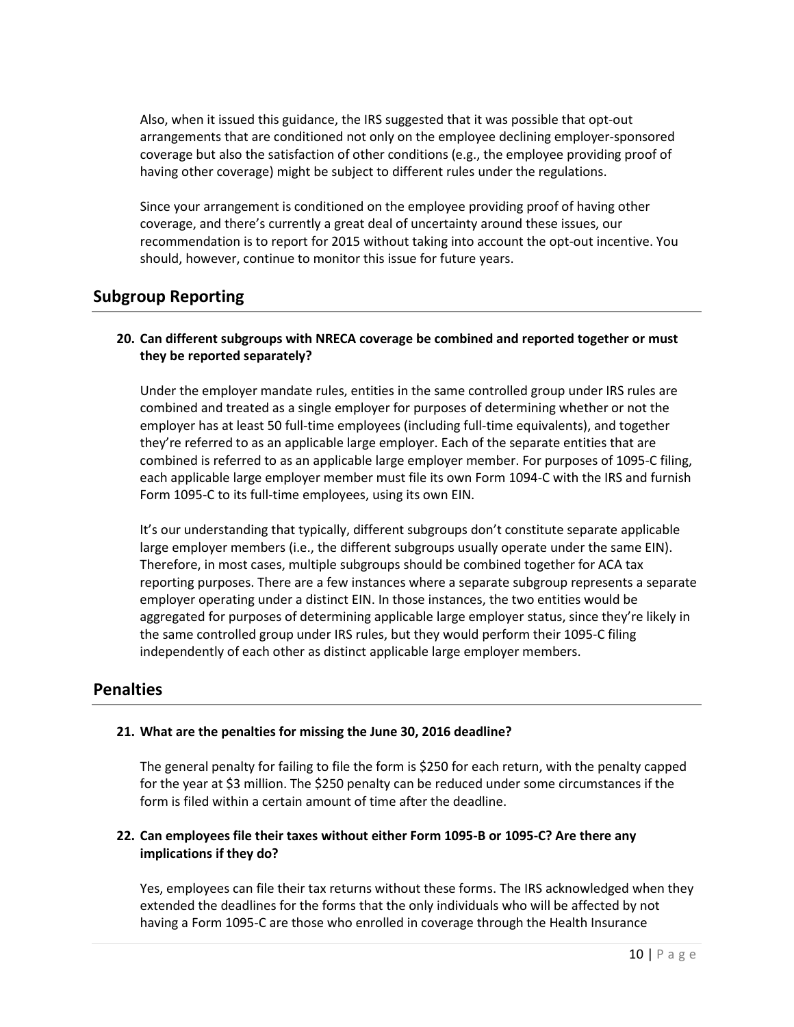Also, when it issued this guidance, the IRS suggested that it was possible that opt-out arrangements that are conditioned not only on the employee declining employer-sponsored coverage but also the satisfaction of other conditions (e.g., the employee providing proof of having other coverage) might be subject to different rules under the regulations.

Since your arrangement is conditioned on the employee providing proof of having other coverage, and there's currently a great deal of uncertainty around these issues, our recommendation is to report for 2015 without taking into account the opt-out incentive. You should, however, continue to monitor this issue for future years.

## Subgroup Reporting

**20. Can different subgroups with NRECA coverage be combined and reported together or must they be reported separately?**

Under the employer mandate rules, entities in the same controlled group under IRS rules are combined and treated as a single employer for purposes of determining whether or not the employer has at least 50 full-time employees (including full-time equivalents), and together they're referred to as an applicable large employer. Each of the separate entities that are combined is referred to as an applicable large employer member. For purposes of 1095-C filing, each applicable large employer member must file its own Form 1094-C with the IRS and furnish Form 1095-C to its full-time employees, using its own EIN.

It's our understanding that typically, different subgroups don't constitute separate applicable large employer members (i.e., the different subgroups usually operate under the same EIN). Therefore, in most cases, multiple subgroups should be combined together for ACA tax reporting purposes. There are a few instances where a separate subgroup represents a separate employer operating under a distinct EIN. In those instances, the two entities would be aggregated for purposes of determining applicable large employer status, since they're likely in the same controlled group under IRS rules, but they would perform their 1095-C filing independently of each other as distinct applicable large employer members.

## Penalties

**21. What are the penalties for missing the June 30, 2016 deadline?**

The general penalty for failing to file the form is $250 for each return, with the penalty capped for the year at $3 million. The $250 penalty can be reduced under some circumstances if the form is filed within a certain amount of time after the deadline.

**22. Can employees file their taxes without either Form 1095-B or 1095-C? Are there any implications if they do?**

Yes, employees can file their tax returns without these forms. The IRS acknowledged when they extended the deadlines for the forms that the only individuals who will be affected by not having a Form 1095-C are those who enrolled in coverage through the Health Insurance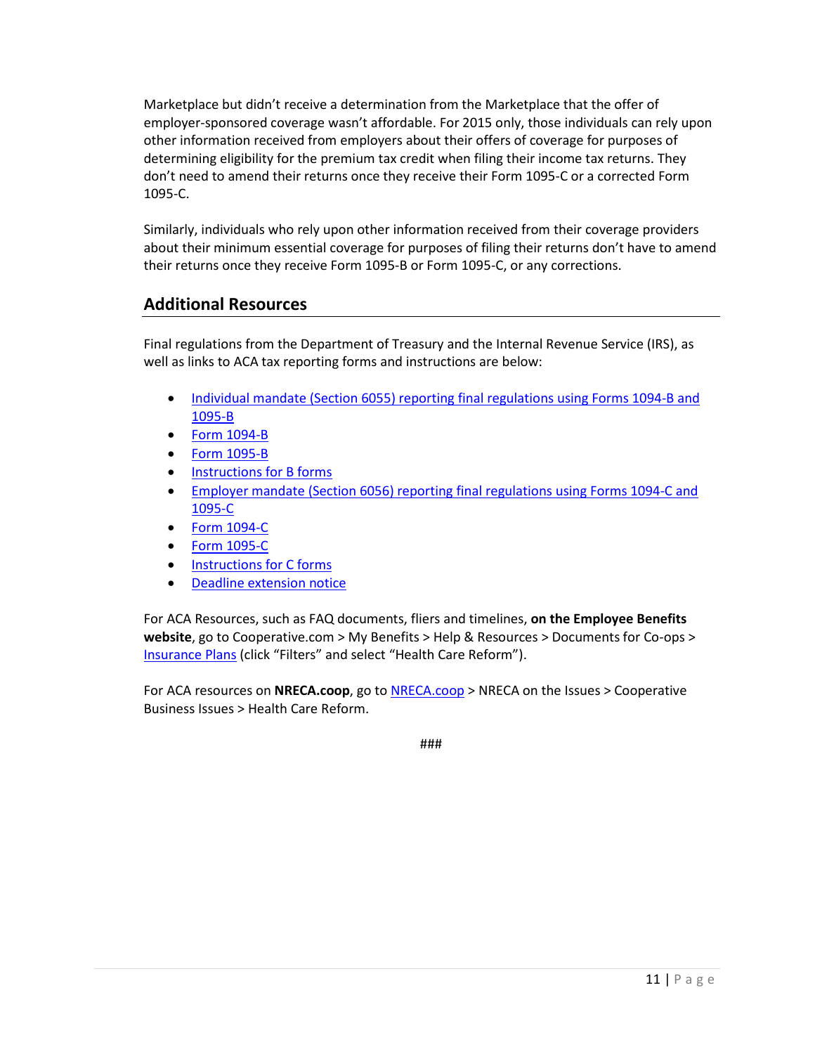Marketplace but didn't receive a determination from the Marketplace that the offer of employer-sponsored coverage wasn't affordable. For 2015 only, those individuals can rely upon other information received from employers about their offers of coverage for purposes of determining eligibility for the premium tax credit when filing their income tax returns. They don't need to amend their returns once they receive their Form 1095-C or a corrected Form 1095-C.

Similarly, individuals who rely upon other information received from their coverage providers about their minimum essential coverage for purposes of filing their returns don't have to amend their returns once they receive Form 1095-B or Form 1095-C, or any corrections.

## Additional Resources

Final regulations from the Department of Treasury and the Internal Revenue Service (IRS), as well as links to ACA tax reporting forms and instructions are below:

- Individual mandate (Section 6055) reporting final regulations using Forms 1094-B and 1095-B
- Form 1094-B
- Form 1095-B
- Instructions for B forms
- Employer mandate (Section 6056) reporting final regulations using Forms 1094-C and 1095-C
- Form 1094-C
- Form 1095-C
- Instructions for C forms
- Deadline extension notice

For ACA Resources, such as FAQ documents, fliers and timelines, **on the Employee Benefits website**, go to Cooperative.com > My Benefits > Help & Resources > Documents for Co-ops > Insurance Plans (click "Filters" and select "Health Care Reform").

For ACA resources on **NRECA.coop**, go to NRECA.coop > NRECA on the Issues > Cooperative Business Issues > Health Care Reform.

###